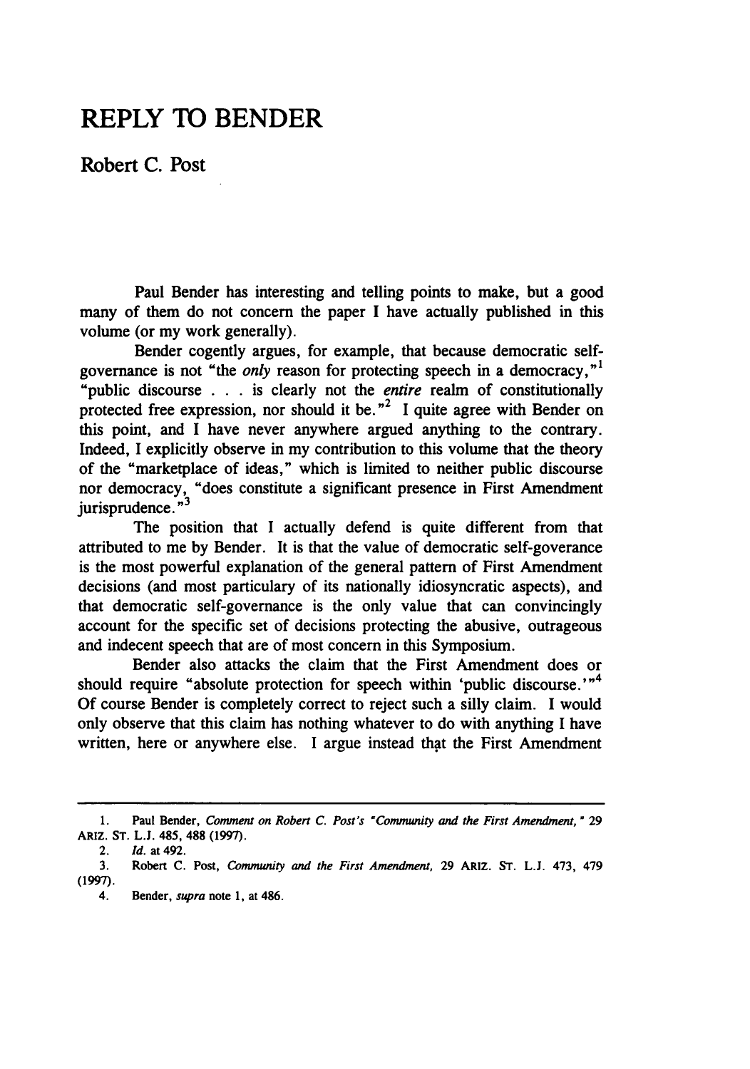# REPLY TO BENDER

## Robert C. Post

Paul Bender has interesting and telling points to make, but a good many of them do not concern the paper I have actually published in this volume (or my work generally).

Bender cogently argues, for example, that because democratic self-governance is not "the *only* reason for protecting speech in a democracy,"[1] "public discourse . . . is clearly not the *entire* realm of constitutionally protected free expression, nor should it be."[2] I quite agree with Bender on this point, and I have never anywhere argued anything to the contrary. Indeed, I explicitly observe in my contribution to this volume that the theory of the "marketplace of ideas," which is limited to neither public discourse nor democracy, "does constitute a significant presence in First Amendment jurisprudence."[3]

The position that I actually defend is quite different from that attributed to me by Bender. It is that the value of democratic self-goverance is the most powerful explanation of the general pattern of First Amendment decisions (and most particulary of its nationally idiosyncratic aspects), and that democratic self-governance is the only value that can convincingly account for the specific set of decisions protecting the abusive, outrageous and indecent speech that are of most concern in this Symposium.

Bender also attacks the claim that the First Amendment does or should require "absolute protection for speech within 'public discourse.'"[4] Of course Bender is completely correct to reject such a silly claim. I would only observe that this claim has nothing whatever to do with anything I have written, here or anywhere else. I argue instead that the First Amendment

---

1. Paul Bender, *Comment on Robert C. Post's "Community and the First Amendment,"* 29 ARIZ. ST. L.J. 485, 488 (1997).
2. *Id.* at 492.
3. Robert C. Post, *Community and the First Amendment*, 29 ARIZ. ST. L.J. 473, 479 (1997).
4. Bender, *supra* note 1, at 486.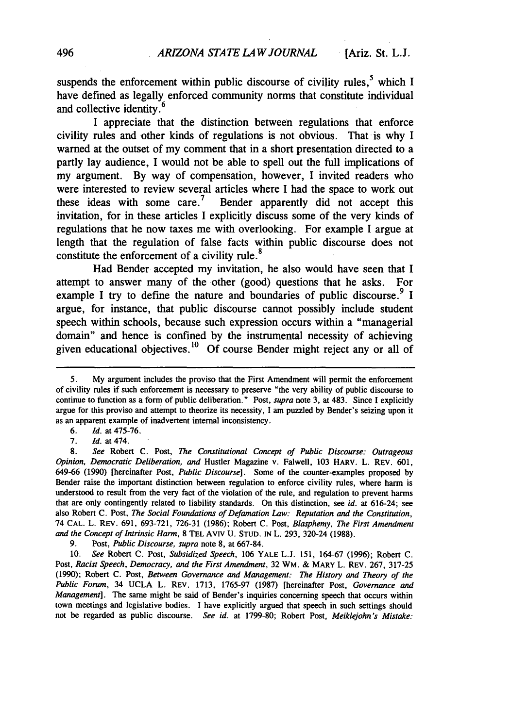suspends the enforcement within public discourse of civility rules,[5] which I have defined as legally enforced community norms that constitute individual and collective identity.[6]

I appreciate that the distinction between regulations that enforce civility rules and other kinds of regulations is not obvious. That is why I warned at the outset of my comment that in a short presentation directed to a partly lay audience, I would not be able to spell out the full implications of my argument. By way of compensation, however, I invited readers who were interested to review several articles where I had the space to work out these ideas with some care.[7] Bender apparently did not accept this invitation, for in these articles I explicitly discuss some of the very kinds of regulations that he now taxes me with overlooking. For example I argue at length that the regulation of false facts within public discourse does not constitute the enforcement of a civility rule.[8]

Had Bender accepted my invitation, he also would have seen that I attempt to answer many of the other (good) questions that he asks. For example I try to define the nature and boundaries of public discourse.[9] I argue, for instance, that public discourse cannot possibly include student speech within schools, because such expression occurs within a "managerial domain" and hence is confined by the instrumental necessity of achieving given educational objectives.[10] Of course Bender might reject any or all of

---

5. My argument includes the proviso that the First Amendment will permit the enforcement of civility rules if such enforcement is necessary to preserve "the very ability of public discourse to continue to function as a form of public deliberation." Post, *supra* note 3, at 483. Since I explicitly argue for this proviso and attempt to theorize its necessity, I am puzzled by Bender's seizing upon it as an apparent example of inadvertent internal inconsistency.

6. *Id.* at 475-76.

7. *Id.* at 474.

8. *See* Robert C. Post, *The Constitutional Concept of Public Discourse: Outrageous Opinion, Democratic Deliberation, and* Hustler Magazine v. Falwell, 103 HARV. L. REV. 601, 649-66 (1990) [hereinafter Post, *Public Discourse*]. Some of the counter-examples proposed by Bender raise the important distinction between regulation to enforce civility rules, where harm is understood to result from the very fact of the violation of the rule, and regulation to prevent harms that are only contingently related to liability standards. On this distinction, see *id.* at 616-24; see also Robert C. Post, *The Social Foundations of Defamation Law: Reputation and the Constitution*, 74 CAL. L. REV. 691, 693-721, 726-31 (1986); Robert C. Post, *Blasphemy, The First Amendment and the Concept of Intrinsic Harm*, 8 TEL AVIV U. STUD. IN L. 293, 320-24 (1988).

9. Post, *Public Discourse*, *supra* note 8, at 667-84.

10. *See* Robert C. Post, *Subsidized Speech*, 106 YALE L.J. 151, 164-67 (1996); Robert C. Post, *Racist Speech, Democracy, and the First Amendment*, 32 WM. & MARY L. REV. 267, 317-25 (1990); Robert C. Post, *Between Governance and Management: The History and Theory of the Public Forum*, 34 UCLA L. REV. 1713, 1765-97 (1987) [hereinafter Post, *Governance and Management*]. The same might be said of Bender's inquiries concerning speech that occurs within town meetings and legislative bodies. I have explicitly argued that speech in such settings should not be regarded as public discourse. *See id.* at 1799-80; Robert Post, *Meiklejohn's Mistake:*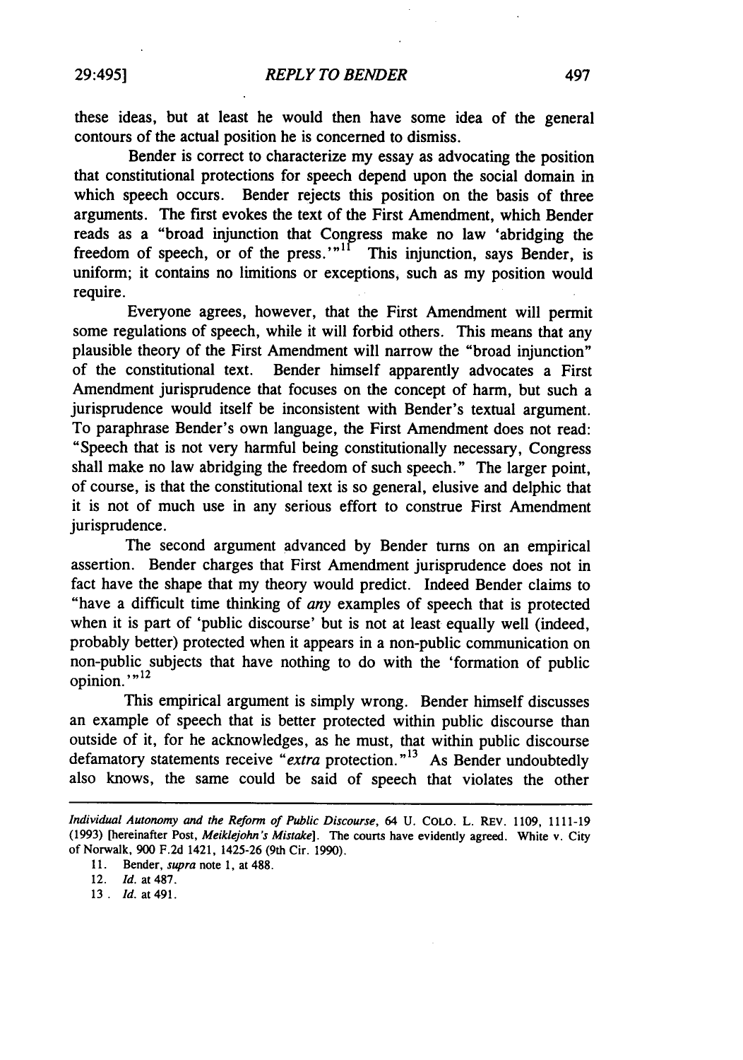these ideas, but at least he would then have some idea of the general contours of the actual position he is concerned to dismiss.

Bender is correct to characterize my essay as advocating the position that constitutional protections for speech depend upon the social domain in which speech occurs. Bender rejects this position on the basis of three arguments. The first evokes the text of the First Amendment, which Bender reads as a "broad injunction that Congress make no law 'abridging the freedom of speech, or of the press.'"[11] This injunction, says Bender, is uniform; it contains no limitions or exceptions, such as my position would require.

Everyone agrees, however, that the First Amendment will permit some regulations of speech, while it will forbid others. This means that any plausible theory of the First Amendment will narrow the "broad injunction" of the constitutional text. Bender himself apparently advocates a First Amendment jurisprudence that focuses on the concept of harm, but such a jurisprudence would itself be inconsistent with Bender's textual argument. To paraphrase Bender's own language, the First Amendment does not read: "Speech that is not very harmful being constitutionally necessary, Congress shall make no law abridging the freedom of such speech." The larger point, of course, is that the constitutional text is so general, elusive and delphic that it is not of much use in any serious effort to construe First Amendment jurisprudence.

The second argument advanced by Bender turns on an empirical assertion. Bender charges that First Amendment jurisprudence does not in fact have the shape that my theory would predict. Indeed Bender claims to "have a difficult time thinking of *any* examples of speech that is protected when it is part of 'public discourse' but is not at least equally well (indeed, probably better) protected when it appears in a non-public communication on non-public subjects that have nothing to do with the 'formation of public opinion.'"[12]

This empirical argument is simply wrong. Bender himself discusses an example of speech that is better protected within public discourse than outside of it, for he acknowledges, as he must, that within public discourse defamatory statements receive "*extra* protection."[13] As Bender undoubtedly also knows, the same could be said of speech that violates the other

---

*Individual Autonomy and the Reform of Public Discourse*, 64 U. COLO. L. REV. 1109, 1111-19 (1993) [hereinafter Post, *Meiklejohn's Mistake*]. The courts have evidently agreed. White v. City of Norwalk, 900 F.2d 1421, 1425-26 (9th Cir. 1990).

11. Bender, *supra* note 1, at 488.

12. *Id.* at 487.

13. *Id.* at 491.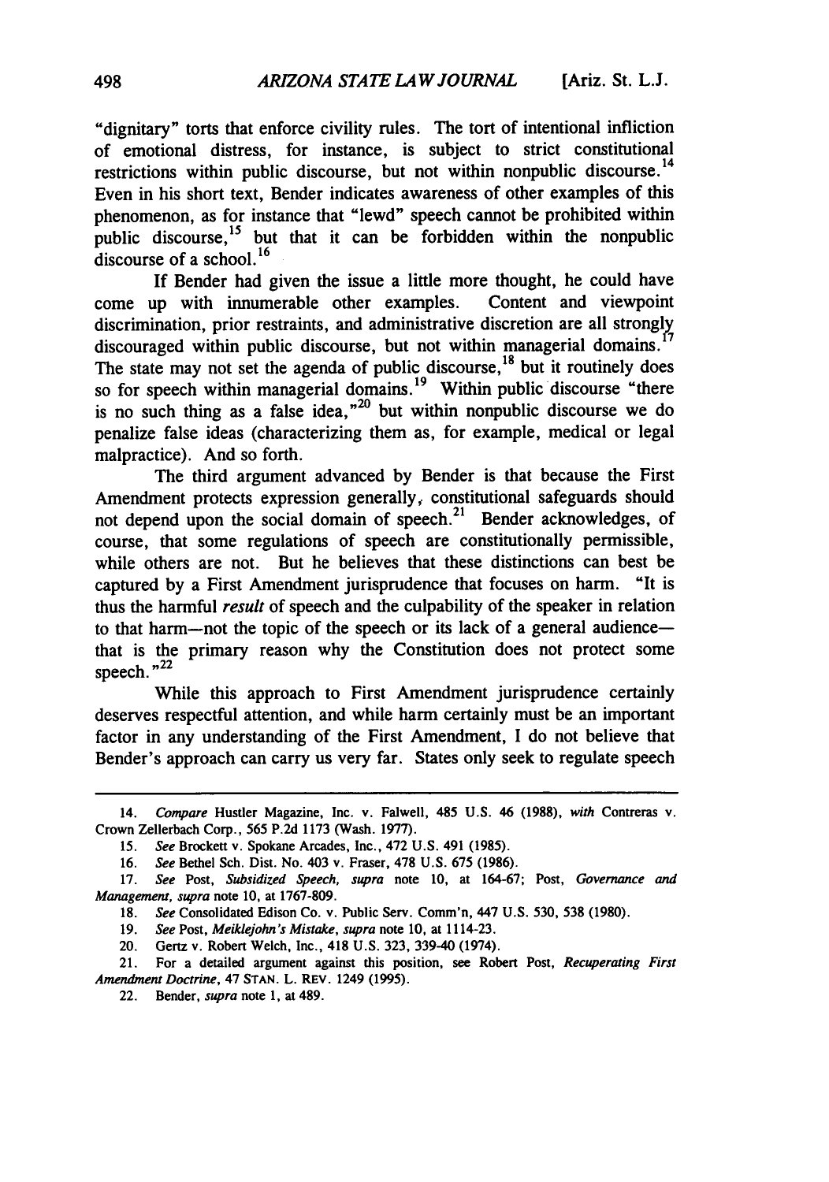"dignitary" torts that enforce civility rules. The tort of intentional infliction of emotional distress, for instance, is subject to strict constitutional restrictions within public discourse, but not within nonpublic discourse.[14] Even in his short text, Bender indicates awareness of other examples of this phenomenon, as for instance that "lewd" speech cannot be prohibited within public discourse,[15] but that it can be forbidden within the nonpublic discourse of a school.[16]

If Bender had given the issue a little more thought, he could have come up with innumerable other examples. Content and viewpoint discrimination, prior restraints, and administrative discretion are all strongly discouraged within public discourse, but not within managerial domains.[17] The state may not set the agenda of public discourse,[18] but it routinely does so for speech within managerial domains.[19] Within public discourse "there is no such thing as a false idea,"[20] but within nonpublic discourse we do penalize false ideas (characterizing them as, for example, medical or legal malpractice). And so forth.

The third argument advanced by Bender is that because the First Amendment protects expression generally, constitutional safeguards should not depend upon the social domain of speech.[21] Bender acknowledges, of course, that some regulations of speech are constitutionally permissible, while others are not. But he believes that these distinctions can best be captured by a First Amendment jurisprudence that focuses on harm. "It is thus the harmful *result* of speech and the culpability of the speaker in relation to that harm—not the topic of the speech or its lack of a general audience—that is the primary reason why the Constitution does not protect some speech."[22]

While this approach to First Amendment jurisprudence certainly deserves respectful attention, and while harm certainly must be an important factor in any understanding of the First Amendment, I do not believe that Bender's approach can carry us very far. States only seek to regulate speech

---

14. *Compare* Hustler Magazine, Inc. v. Falwell, 485 U.S. 46 (1988), *with* Contreras v. Crown Zellerbach Corp., 565 P.2d 1173 (Wash. 1977).

15. *See* Brockett v. Spokane Arcades, Inc., 472 U.S. 491 (1985).

16. *See* Bethel Sch. Dist. No. 403 v. Fraser, 478 U.S. 675 (1986).

17. *See* Post, *Subsidized Speech*, *supra* note 10, at 164-67; Post, *Governance and Management*, *supra* note 10, at 1767-809.

18. *See* Consolidated Edison Co. v. Public Serv. Comm'n, 447 U.S. 530, 538 (1980).

19. *See* Post, *Meiklejohn's Mistake*, *supra* note 10, at 1114-23.

20. Gertz v. Robert Welch, Inc., 418 U.S. 323, 339-40 (1974).

21. For a detailed argument against this position, see Robert Post, *Recuperating First Amendment Doctrine*, 47 STAN. L. REV. 1249 (1995).

22. Bender, *supra* note 1, at 489.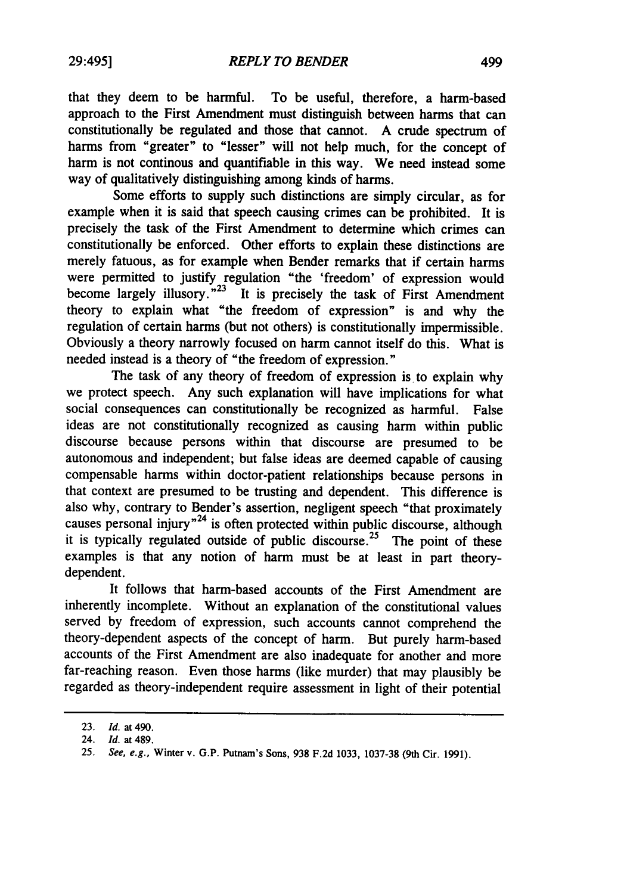that they deem to be harmful. To be useful, therefore, a harm-based approach to the First Amendment must distinguish between harms that can constitutionally be regulated and those that cannot. A crude spectrum of harms from "greater" to "lesser" will not help much, for the concept of harm is not continous and quantifiable in this way. We need instead some way of qualitatively distinguishing among kinds of harms.

Some efforts to supply such distinctions are simply circular, as for example when it is said that speech causing crimes can be prohibited. It is precisely the task of the First Amendment to determine which crimes can constitutionally be enforced. Other efforts to explain these distinctions are merely fatuous, as for example when Bender remarks that if certain harms were permitted to justify regulation "the 'freedom' of expression would become largely illusory."[23] It is precisely the task of First Amendment theory to explain what "the freedom of expression" is and why the regulation of certain harms (but not others) is constitutionally impermissible. Obviously a theory narrowly focused on harm cannot itself do this. What is needed instead is a theory of "the freedom of expression."

The task of any theory of freedom of expression is to explain why we protect speech. Any such explanation will have implications for what social consequences can constitutionally be recognized as harmful. False ideas are not constitutionally recognized as causing harm within public discourse because persons within that discourse are presumed to be autonomous and independent; but false ideas are deemed capable of causing compensable harms within doctor-patient relationships because persons in that context are presumed to be trusting and dependent. This difference is also why, contrary to Bender's assertion, negligent speech "that proximately causes personal injury"[24] is often protected within public discourse, although it is typically regulated outside of public discourse.[25] The point of these examples is that any notion of harm must be at least in part theory-dependent.

It follows that harm-based accounts of the First Amendment are inherently incomplete. Without an explanation of the constitutional values served by freedom of expression, such accounts cannot comprehend the theory-dependent aspects of the concept of harm. But purely harm-based accounts of the First Amendment are also inadequate for another and more far-reaching reason. Even those harms (like murder) that may plausibly be regarded as theory-independent require assessment in light of their potential

---

23. *Id.* at 490.

24. *Id.* at 489.

25. *See, e.g.*, Winter v. G.P. Putnam's Sons, 938 F.2d 1033, 1037-38 (9th Cir. 1991).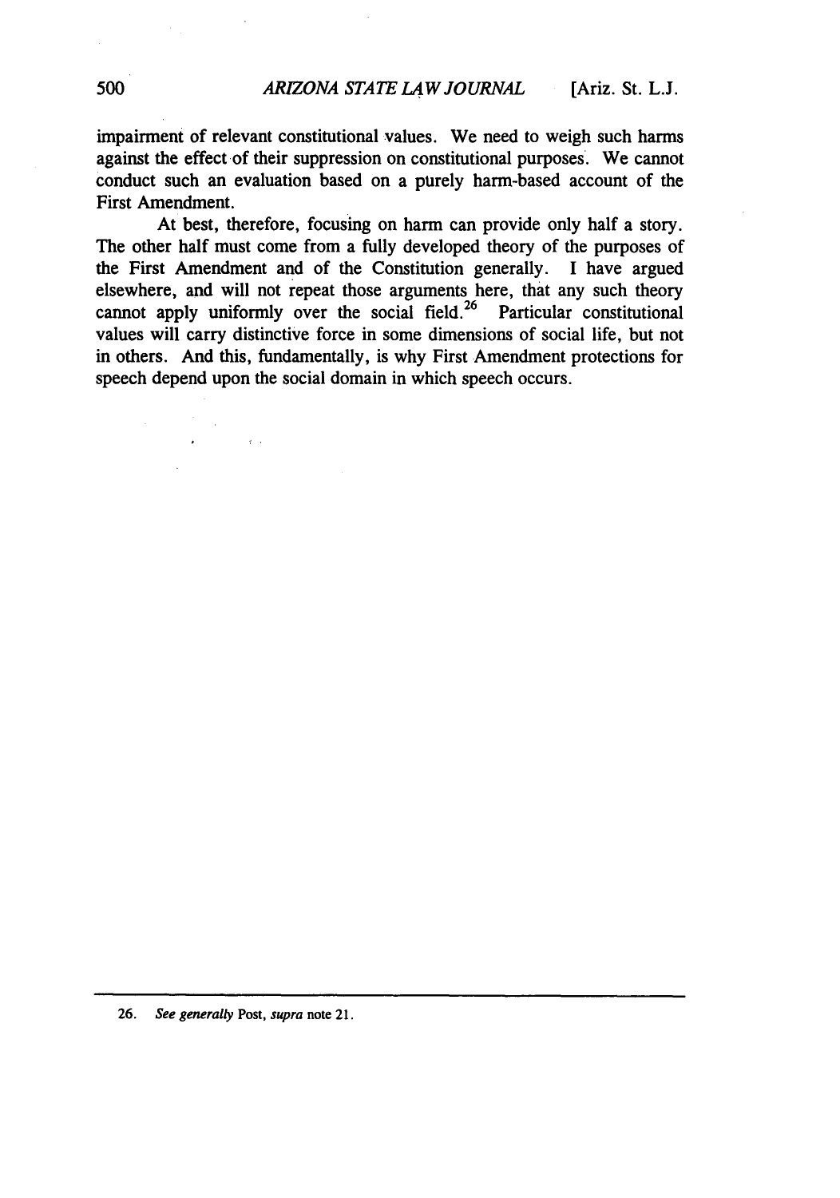impairment of relevant constitutional values. We need to weigh such harms against the effect of their suppression on constitutional purposes. We cannot conduct such an evaluation based on a purely harm-based account of the First Amendment.

At best, therefore, focusing on harm can provide only half a story. The other half must come from a fully developed theory of the purposes of the First Amendment and of the Constitution generally. I have argued elsewhere, and will not repeat those arguments here, that any such theory cannot apply uniformly over the social field.[26] Particular constitutional values will carry distinctive force in some dimensions of social life, but not in others. And this, fundamentally, is why First Amendment protections for speech depend upon the social domain in which speech occurs.

---

26. *See generally* Post, *supra* note 21.